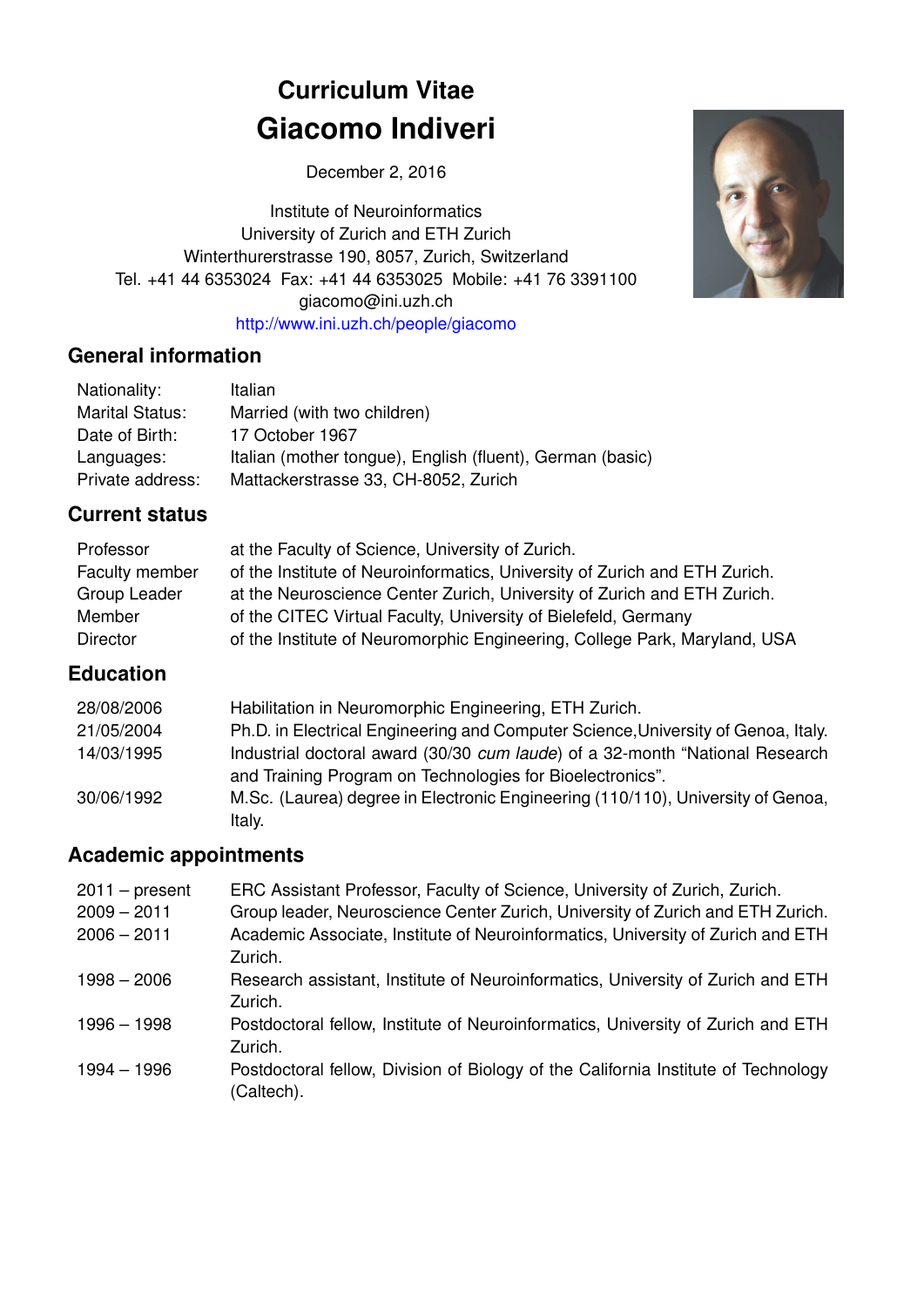# Curriculum Vitae
# Giacomo Indiveri

December 2, 2016

Institute of Neuroinformatics
University of Zurich and ETH Zurich
Winterthurerstrasse 190, 8057, Zurich, Switzerland
Tel. +41 44 6353024 Fax: +41 44 6353025 Mobile: +41 76 3391100
giacomo@ini.uzh.ch
http://www.ini.uzh.ch/people/giacomo

## General information

| | |
|---|---|
| Nationality: | Italian |
| Marital Status: | Married (with two children) |
| Date of Birth: | 17 October 1967 |
| Languages: | Italian (mother tongue), English (fluent), German (basic) |
| Private address: | Mattackerstrasse 33, CH-8052, Zurich |

## Current status

| | |
|---|---|
| Professor | at the Faculty of Science, University of Zurich. |
| Faculty member | of the Institute of Neuroinformatics, University of Zurich and ETH Zurich. |
| Group Leader | at the Neuroscience Center Zurich, University of Zurich and ETH Zurich. |
| Member | of the CITEC Virtual Faculty, University of Bielefeld, Germany |
| Director | of the Institute of Neuromorphic Engineering, College Park, Maryland, USA |

## Education

| | |
|---|---|
| 28/08/2006 | Habilitation in Neuromorphic Engineering, ETH Zurich. |
| 21/05/2004 | Ph.D. in Electrical Engineering and Computer Science,University of Genoa, Italy. |
| 14/03/1995 | Industrial doctoral award (30/30 *cum laude*) of a 32-month "National Research and Training Program on Technologies for Bioelectronics". |
| 30/06/1992 | M.Sc. (Laurea) degree in Electronic Engineering (110/110), University of Genoa, Italy. |

## Academic appointments

| | |
|---|---|
| 2011 – present | ERC Assistant Professor, Faculty of Science, University of Zurich, Zurich. |
| 2009 – 2011 | Group leader, Neuroscience Center Zurich, University of Zurich and ETH Zurich. |
| 2006 – 2011 | Academic Associate, Institute of Neuroinformatics, University of Zurich and ETH Zurich. |
| 1998 – 2006 | Research assistant, Institute of Neuroinformatics, University of Zurich and ETH Zurich. |
| 1996 – 1998 | Postdoctoral fellow, Institute of Neuroinformatics, University of Zurich and ETH Zurich. |
| 1994 – 1996 | Postdoctoral fellow, Division of Biology of the California Institute of Technology (Caltech). |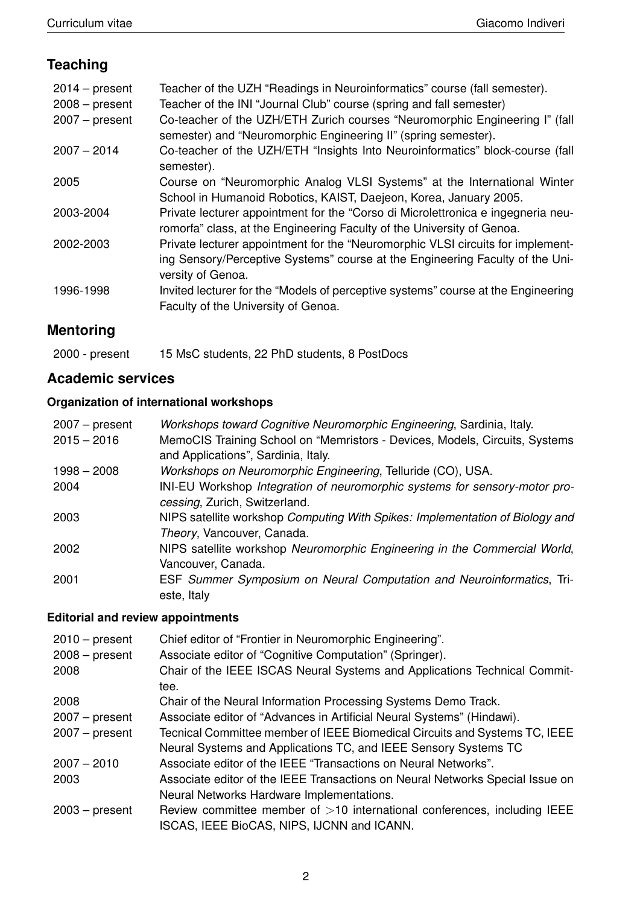## Teaching

| | |
|---|---|
| 2014 – present | Teacher of the UZH "Readings in Neuroinformatics" course (fall semester). |
| 2008 – present | Teacher of the INI "Journal Club" course (spring and fall semester) |
| 2007 – present | Co-teacher of the UZH/ETH Zurich courses "Neuromorphic Engineering I" (fall semester) and "Neuromorphic Engineering II" (spring semester). |
| 2007 – 2014 | Co-teacher of the UZH/ETH "Insights Into Neuroinformatics" block-course (fall semester). |
| 2005 | Course on "Neuromorphic Analog VLSI Systems" at the International Winter School in Humanoid Robotics, KAIST, Daejeon, Korea, January 2005. |
| 2003-2004 | Private lecturer appointment for the "Corso di Microlettronica e ingegneria neuromorfa" class, at the Engineering Faculty of the University of Genoa. |
| 2002-2003 | Private lecturer appointment for the "Neuromorphic VLSI circuits for implementing Sensory/Perceptive Systems" course at the Engineering Faculty of the University of Genoa. |
| 1996-1998 | Invited lecturer for the "Models of perceptive systems" course at the Engineering Faculty of the University of Genoa. |

## Mentoring

| | |
|---|---|
| 2000 - present | 15 MsC students, 22 PhD students, 8 PostDocs |

## Academic services

### Organization of international workshops

| | |
|---|---|
| 2007 – present | *Workshops toward Cognitive Neuromorphic Engineering*, Sardinia, Italy. |
| 2015 – 2016 | MemoCIS Training School on "Memristors - Devices, Models, Circuits, Systems and Applications", Sardinia, Italy. |
| 1998 – 2008 | *Workshops on Neuromorphic Engineering*, Telluride (CO), USA. |
| 2004 | INI-EU Workshop *Integration of neuromorphic systems for sensory-motor processing*, Zurich, Switzerland. |
| 2003 | NIPS satellite workshop *Computing With Spikes: Implementation of Biology and Theory*, Vancouver, Canada. |
| 2002 | NIPS satellite workshop *Neuromorphic Engineering in the Commercial World*, Vancouver, Canada. |
| 2001 | ESF *Summer Symposium on Neural Computation and Neuroinformatics*, Trieste, Italy |

### Editorial and review appointments

| | |
|---|---|
| 2010 – present | Chief editor of "Frontier in Neuromorphic Engineering". |
| 2008 – present | Associate editor of "Cognitive Computation" (Springer). |
| 2008 | Chair of the IEEE ISCAS Neural Systems and Applications Technical Committee. |
| 2008 | Chair of the Neural Information Processing Systems Demo Track. |
| 2007 – present | Associate editor of "Advances in Artificial Neural Systems" (Hindawi). |
| 2007 – present | Tecnical Committee member of IEEE Biomedical Circuits and Systems TC, IEEE Neural Systems and Applications TC, and IEEE Sensory Systems TC |
| 2007 – 2010 | Associate editor of the IEEE "Transactions on Neural Networks". |
| 2003 | Associate editor of the IEEE Transactions on Neural Networks Special Issue on Neural Networks Hardware Implementations. |
| 2003 – present | Review committee member of >10 international conferences, including IEEE ISCAS, IEEE BioCAS, NIPS, IJCNN and ICANN. |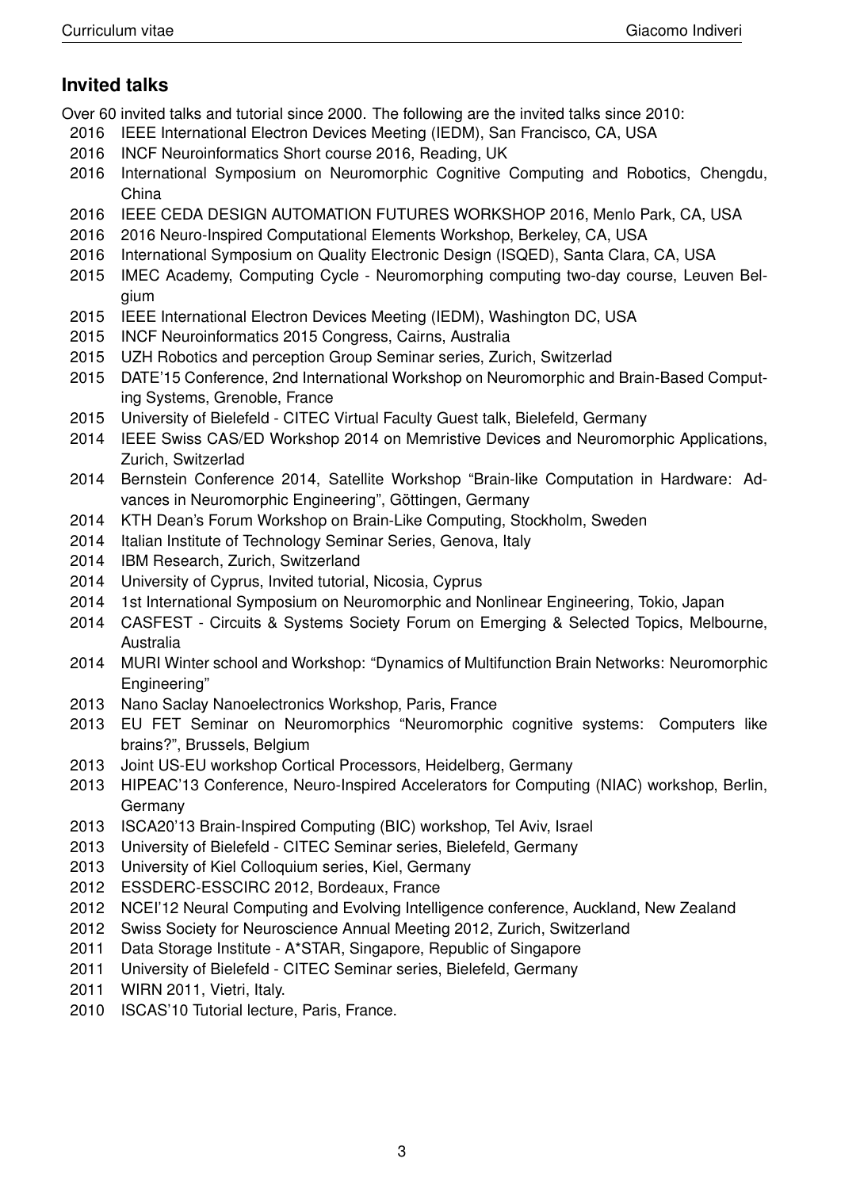## Invited talks

Over 60 invited talks and tutorial since 2000. The following are the invited talks since 2010:

- 2016 IEEE International Electron Devices Meeting (IEDM), San Francisco, CA, USA
- 2016 INCF Neuroinformatics Short course 2016, Reading, UK
- 2016 International Symposium on Neuromorphic Cognitive Computing and Robotics, Chengdu, China
- 2016 IEEE CEDA DESIGN AUTOMATION FUTURES WORKSHOP 2016, Menlo Park, CA, USA
- 2016 2016 Neuro-Inspired Computational Elements Workshop, Berkeley, CA, USA
- 2016 International Symposium on Quality Electronic Design (ISQED), Santa Clara, CA, USA
- 2015 IMEC Academy, Computing Cycle - Neuromorphing computing two-day course, Leuven Belgium
- 2015 IEEE International Electron Devices Meeting (IEDM), Washington DC, USA
- 2015 INCF Neuroinformatics 2015 Congress, Cairns, Australia
- 2015 UZH Robotics and perception Group Seminar series, Zurich, Switzerlad
- 2015 DATE'15 Conference, 2nd International Workshop on Neuromorphic and Brain-Based Computing Systems, Grenoble, France
- 2015 University of Bielefeld - CITEC Virtual Faculty Guest talk, Bielefeld, Germany
- 2014 IEEE Swiss CAS/ED Workshop 2014 on Memristive Devices and Neuromorphic Applications, Zurich, Switzerlad
- 2014 Bernstein Conference 2014, Satellite Workshop "Brain-like Computation in Hardware: Advances in Neuromorphic Engineering", Göttingen, Germany
- 2014 KTH Dean's Forum Workshop on Brain-Like Computing, Stockholm, Sweden
- 2014 Italian Institute of Technology Seminar Series, Genova, Italy
- 2014 IBM Research, Zurich, Switzerland
- 2014 University of Cyprus, Invited tutorial, Nicosia, Cyprus
- 2014 1st International Symposium on Neuromorphic and Nonlinear Engineering, Tokio, Japan
- 2014 CASFEST - Circuits & Systems Society Forum on Emerging & Selected Topics, Melbourne, Australia
- 2014 MURI Winter school and Workshop: "Dynamics of Multifunction Brain Networks: Neuromorphic Engineering"
- 2013 Nano Saclay Nanoelectronics Workshop, Paris, France
- 2013 EU FET Seminar on Neuromorphics "Neuromorphic cognitive systems: Computers like brains?", Brussels, Belgium
- 2013 Joint US-EU workshop Cortical Processors, Heidelberg, Germany
- 2013 HIPEAC'13 Conference, Neuro-Inspired Accelerators for Computing (NIAC) workshop, Berlin, Germany
- 2013 ISCA20'13 Brain-Inspired Computing (BIC) workshop, Tel Aviv, Israel
- 2013 University of Bielefeld - CITEC Seminar series, Bielefeld, Germany
- 2013 University of Kiel Colloquium series, Kiel, Germany
- 2012 ESSDERC-ESSCIRC 2012, Bordeaux, France
- 2012 NCEI'12 Neural Computing and Evolving Intelligence conference, Auckland, New Zealand
- 2012 Swiss Society for Neuroscience Annual Meeting 2012, Zurich, Switzerland
- 2011 Data Storage Institute - A*STAR, Singapore, Republic of Singapore
- 2011 University of Bielefeld - CITEC Seminar series, Bielefeld, Germany
- 2011 WIRN 2011, Vietri, Italy.
- 2010 ISCAS'10 Tutorial lecture, Paris, France.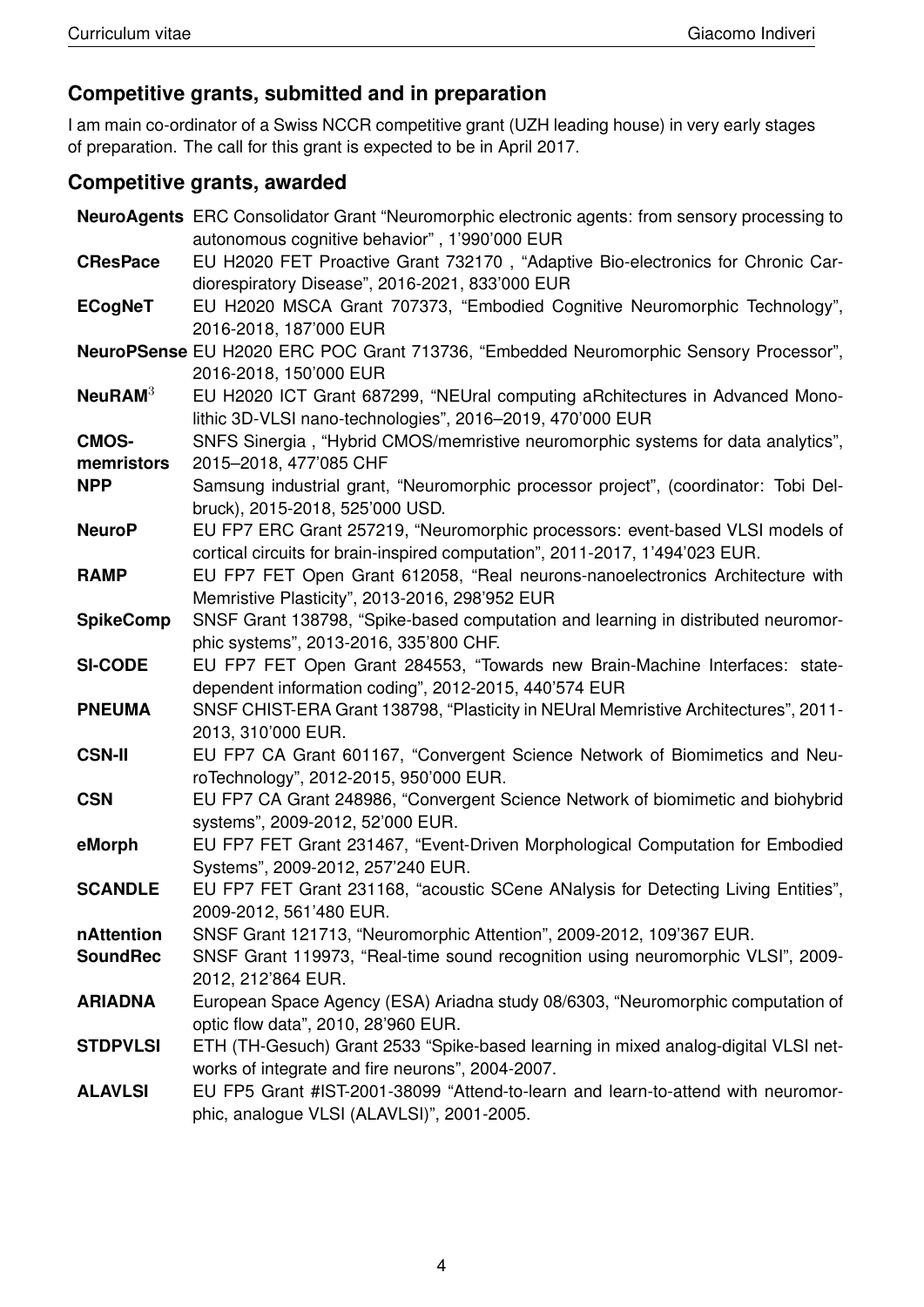## Competitive grants, submitted and in preparation

I am main co-ordinator of a Swiss NCCR competitive grant (UZH leading house) in very early stages of preparation. The call for this grant is expected to be in April 2017.

## Competitive grants, awarded

**NeuroAgents** ERC Consolidator Grant "Neuromorphic electronic agents: from sensory processing to autonomous cognitive behavior" , 1'990'000 EUR

**CResPace** EU H2020 FET Proactive Grant 732170 , "Adaptive Bio-electronics for Chronic Cardiorespiratory Disease", 2016-2021, 833'000 EUR

**ECogNeT** EU H2020 MSCA Grant 707373, "Embodied Cognitive Neuromorphic Technology", 2016-2018, 187'000 EUR

**NeuroPSense** EU H2020 ERC POC Grant 713736, "Embedded Neuromorphic Sensory Processor", 2016-2018, 150'000 EUR

**NeuRAM$^3$** EU H2020 ICT Grant 687299, "NEUral computing aRchitectures in Advanced Monolithic 3D-VLSI nano-technologies", 2016–2019, 470'000 EUR

**CMOS-memristors** SNFS Sinergia , "Hybrid CMOS/memristive neuromorphic systems for data analytics", 2015–2018, 477'085 CHF

**NPP** Samsung industrial grant, "Neuromorphic processor project", (coordinator: Tobi Delbruck), 2015-2018, 525'000 USD.

**NeuroP** EU FP7 ERC Grant 257219, "Neuromorphic processors: event-based VLSI models of cortical circuits for brain-inspired computation", 2011-2017, 1'494'023 EUR.

**RAMP** EU FP7 FET Open Grant 612058, "Real neurons-nanoelectronics Architecture with Memristive Plasticity", 2013-2016, 298'952 EUR

**SpikeComp** SNSF Grant 138798, "Spike-based computation and learning in distributed neuromorphic systems", 2013-2016, 335'800 CHF.

**SI-CODE** EU FP7 FET Open Grant 284553, "Towards new Brain-Machine Interfaces: state-dependent information coding", 2012-2015, 440'574 EUR

**PNEUMA** SNSF CHIST-ERA Grant 138798, "Plasticity in NEUral Memristive Architectures", 2011-2013, 310'000 EUR.

**CSN-II** EU FP7 CA Grant 601167, "Convergent Science Network of Biomimetics and NeuroTechnology", 2012-2015, 950'000 EUR.

**CSN** EU FP7 CA Grant 248986, "Convergent Science Network of biomimetic and biohybrid systems", 2009-2012, 52'000 EUR.

**eMorph** EU FP7 FET Grant 231467, "Event-Driven Morphological Computation for Embodied Systems", 2009-2012, 257'240 EUR.

**SCANDLE** EU FP7 FET Grant 231168, "acoustic SCene ANalysis for Detecting Living Entities", 2009-2012, 561'480 EUR.

**nAttention** SNSF Grant 121713, "Neuromorphic Attention", 2009-2012, 109'367 EUR.

**SoundRec** SNSF Grant 119973, "Real-time sound recognition using neuromorphic VLSI", 2009-2012, 212'864 EUR.

**ARIADNA** European Space Agency (ESA) Ariadna study 08/6303, "Neuromorphic computation of optic flow data", 2010, 28'960 EUR.

**STDPVLSI** ETH (TH-Gesuch) Grant 2533 "Spike-based learning in mixed analog-digital VLSI networks of integrate and fire neurons", 2004-2007.

**ALAVLSI** EU FP5 Grant #IST-2001-38099 "Attend-to-learn and learn-to-attend with neuromorphic, analogue VLSI (ALAVLSI)", 2001-2005.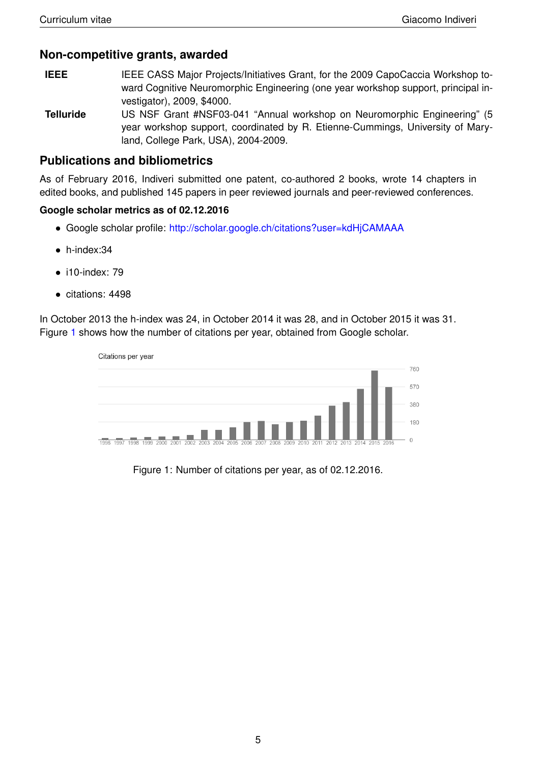## Non-competitive grants, awarded

**IEEE** IEEE CASS Major Projects/Initiatives Grant, for the 2009 CapoCaccia Workshop toward Cognitive Neuromorphic Engineering (one year workshop support, principal investigator), 2009, $4000.

**Telluride** US NSF Grant #NSF03-041 "Annual workshop on Neuromorphic Engineering" (5 year workshop support, coordinated by R. Etienne-Cummings, University of Maryland, College Park, USA), 2004-2009.

## Publications and bibliometrics

As of February 2016, Indiveri submitted one patent, co-authored 2 books, wrote 14 chapters in edited books, and published 145 papers in peer reviewed journals and peer-reviewed conferences.

**Google scholar metrics as of 02.12.2016**

- Google scholar profile: http://scholar.google.ch/citations?user=kdHjCAMAAA
- h-index:34
- i10-index: 79
- citations: 4498

In October 2013 the h-index was 24, in October 2014 it was 28, and in October 2015 it was 31. Figure 1 shows how the number of citations per year, obtained from Google scholar.

Figure 1: Number of citations per year, as of 02.12.2016.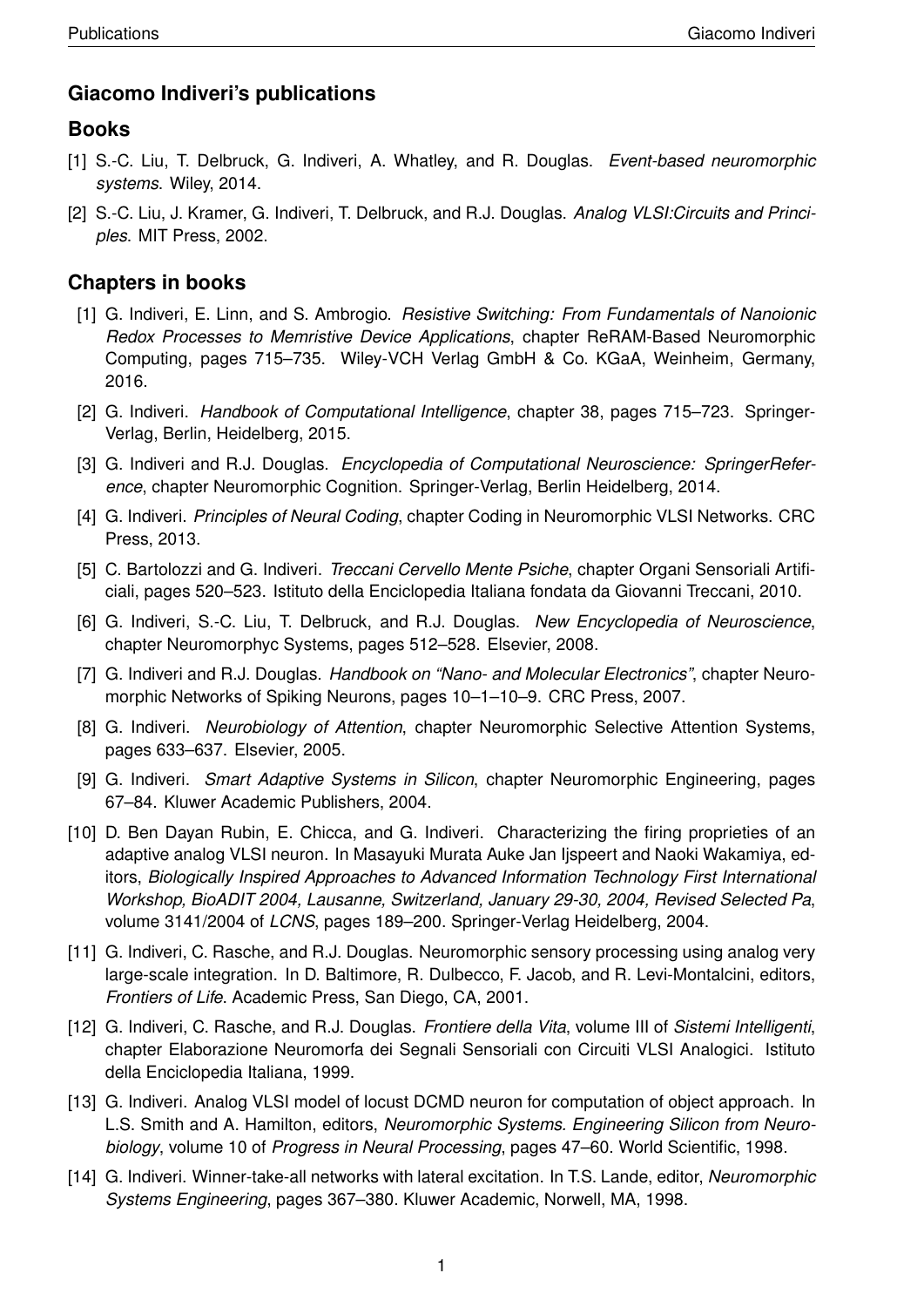## Giacomo Indiveri's publications

## Books

[1] S.-C. Liu, T. Delbruck, G. Indiveri, A. Whatley, and R. Douglas. *Event-based neuromorphic systems*. Wiley, 2014.

[2] S.-C. Liu, J. Kramer, G. Indiveri, T. Delbruck, and R.J. Douglas. *Analog VLSI:Circuits and Principles*. MIT Press, 2002.

## Chapters in books

[1] G. Indiveri, E. Linn, and S. Ambrogio. *Resistive Switching: From Fundamentals of Nanoionic Redox Processes to Memristive Device Applications*, chapter ReRAM-Based Neuromorphic Computing, pages 715–735. Wiley-VCH Verlag GmbH & Co. KGaA, Weinheim, Germany, 2016.

[2] G. Indiveri. *Handbook of Computational Intelligence*, chapter 38, pages 715–723. Springer-Verlag, Berlin, Heidelberg, 2015.

[3] G. Indiveri and R.J. Douglas. *Encyclopedia of Computational Neuroscience: SpringerReference*, chapter Neuromorphic Cognition. Springer-Verlag, Berlin Heidelberg, 2014.

[4] G. Indiveri. *Principles of Neural Coding*, chapter Coding in Neuromorphic VLSI Networks. CRC Press, 2013.

[5] C. Bartolozzi and G. Indiveri. *Treccani Cervello Mente Psiche*, chapter Organi Sensoriali Artificiali, pages 520–523. Istituto della Enciclopedia Italiana fondata da Giovanni Treccani, 2010.

[6] G. Indiveri, S.-C. Liu, T. Delbruck, and R.J. Douglas. *New Encyclopedia of Neuroscience*, chapter Neuromorphyc Systems, pages 512–528. Elsevier, 2008.

[7] G. Indiveri and R.J. Douglas. *Handbook on "Nano- and Molecular Electronics"*, chapter Neuromorphic Networks of Spiking Neurons, pages 10–1–10–9. CRC Press, 2007.

[8] G. Indiveri. *Neurobiology of Attention*, chapter Neuromorphic Selective Attention Systems, pages 633–637. Elsevier, 2005.

[9] G. Indiveri. *Smart Adaptive Systems in Silicon*, chapter Neuromorphic Engineering, pages 67–84. Kluwer Academic Publishers, 2004.

[10] D. Ben Dayan Rubin, E. Chicca, and G. Indiveri. Characterizing the firing proprieties of an adaptive analog VLSI neuron. In Masayuki Murata Auke Jan Ijspeert and Naoki Wakamiya, editors, *Biologically Inspired Approaches to Advanced Information Technology First International Workshop, BioADIT 2004, Lausanne, Switzerland, January 29-30, 2004, Revised Selected Pa*, volume 3141/2004 of *LCNS*, pages 189–200. Springer-Verlag Heidelberg, 2004.

[11] G. Indiveri, C. Rasche, and R.J. Douglas. Neuromorphic sensory processing using analog very large-scale integration. In D. Baltimore, R. Dulbecco, F. Jacob, and R. Levi-Montalcini, editors, *Frontiers of Life*. Academic Press, San Diego, CA, 2001.

[12] G. Indiveri, C. Rasche, and R.J. Douglas. *Frontiere della Vita*, volume III of *Sistemi Intelligenti*, chapter Elaborazione Neuromorfa dei Segnali Sensoriali con Circuiti VLSI Analogici. Istituto della Enciclopedia Italiana, 1999.

[13] G. Indiveri. Analog VLSI model of locust DCMD neuron for computation of object approach. In L.S. Smith and A. Hamilton, editors, *Neuromorphic Systems. Engineering Silicon from Neurobiology*, volume 10 of *Progress in Neural Processing*, pages 47–60. World Scientific, 1998.

[14] G. Indiveri. Winner-take-all networks with lateral excitation. In T.S. Lande, editor, *Neuromorphic Systems Engineering*, pages 367–380. Kluwer Academic, Norwell, MA, 1998.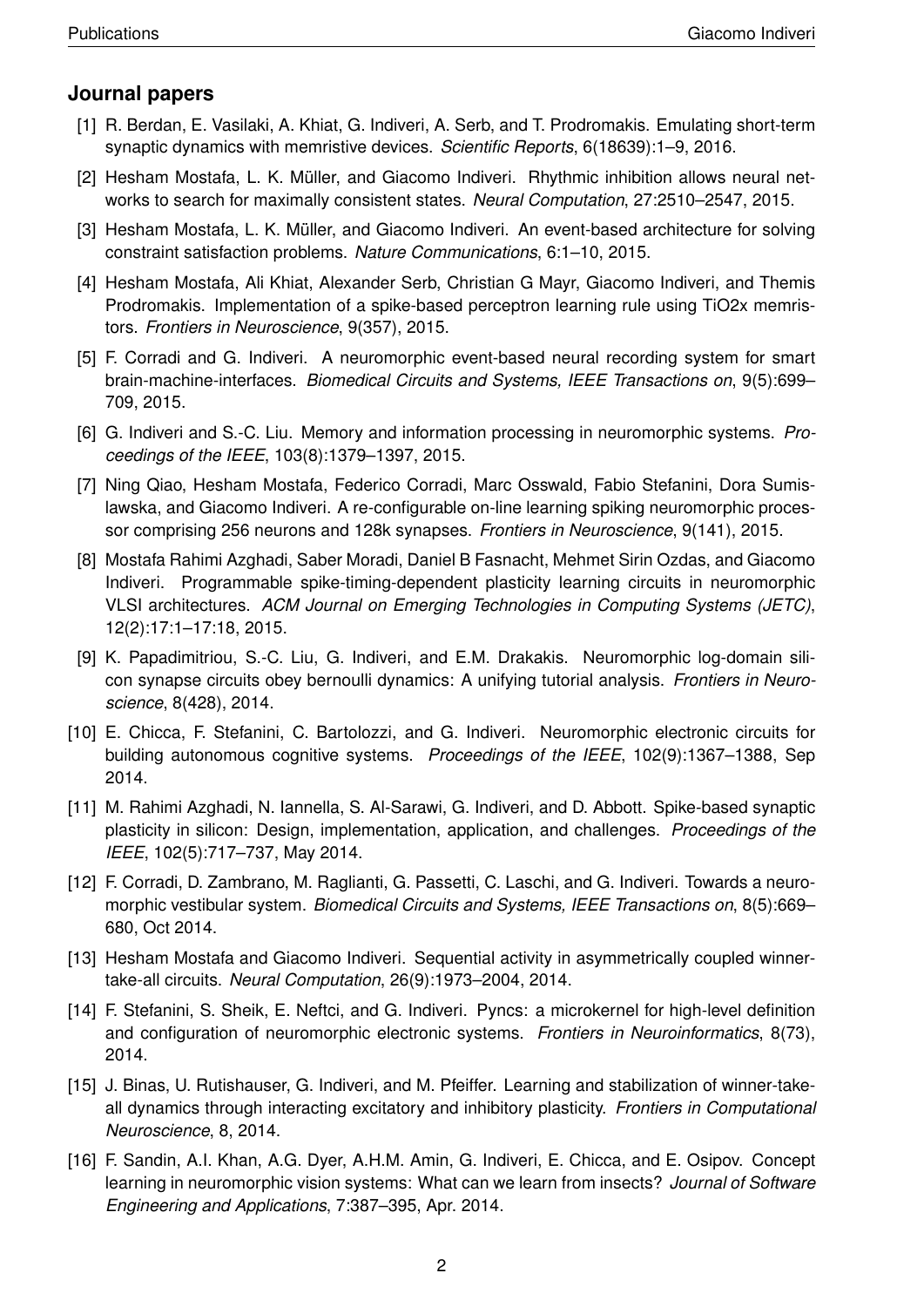## Journal papers

[1] R. Berdan, E. Vasilaki, A. Khiat, G. Indiveri, A. Serb, and T. Prodromakis. Emulating short-term synaptic dynamics with memristive devices. *Scientific Reports*, 6(18639):1–9, 2016.

[2] Hesham Mostafa, L. K. Müller, and Giacomo Indiveri. Rhythmic inhibition allows neural networks to search for maximally consistent states. *Neural Computation*, 27:2510–2547, 2015.

[3] Hesham Mostafa, L. K. Müller, and Giacomo Indiveri. An event-based architecture for solving constraint satisfaction problems. *Nature Communications*, 6:1–10, 2015.

[4] Hesham Mostafa, Ali Khiat, Alexander Serb, Christian G Mayr, Giacomo Indiveri, and Themis Prodromakis. Implementation of a spike-based perceptron learning rule using TiO2x memristors. *Frontiers in Neuroscience*, 9(357), 2015.

[5] F. Corradi and G. Indiveri. A neuromorphic event-based neural recording system for smart brain-machine-interfaces. *Biomedical Circuits and Systems, IEEE Transactions on*, 9(5):699–709, 2015.

[6] G. Indiveri and S.-C. Liu. Memory and information processing in neuromorphic systems. *Proceedings of the IEEE*, 103(8):1379–1397, 2015.

[7] Ning Qiao, Hesham Mostafa, Federico Corradi, Marc Osswald, Fabio Stefanini, Dora Sumislawska, and Giacomo Indiveri. A re-configurable on-line learning spiking neuromorphic processor comprising 256 neurons and 128k synapses. *Frontiers in Neuroscience*, 9(141), 2015.

[8] Mostafa Rahimi Azghadi, Saber Moradi, Daniel B Fasnacht, Mehmet Sirin Ozdas, and Giacomo Indiveri. Programmable spike-timing-dependent plasticity learning circuits in neuromorphic VLSI architectures. *ACM Journal on Emerging Technologies in Computing Systems (JETC)*, 12(2):17:1–17:18, 2015.

[9] K. Papadimitriou, S.-C. Liu, G. Indiveri, and E.M. Drakakis. Neuromorphic log-domain silicon synapse circuits obey bernoulli dynamics: A unifying tutorial analysis. *Frontiers in Neuroscience*, 8(428), 2014.

[10] E. Chicca, F. Stefanini, C. Bartolozzi, and G. Indiveri. Neuromorphic electronic circuits for building autonomous cognitive systems. *Proceedings of the IEEE*, 102(9):1367–1388, Sep 2014.

[11] M. Rahimi Azghadi, N. Iannella, S. Al-Sarawi, G. Indiveri, and D. Abbott. Spike-based synaptic plasticity in silicon: Design, implementation, application, and challenges. *Proceedings of the IEEE*, 102(5):717–737, May 2014.

[12] F. Corradi, D. Zambrano, M. Raglianti, G. Passetti, C. Laschi, and G. Indiveri. Towards a neuromorphic vestibular system. *Biomedical Circuits and Systems, IEEE Transactions on*, 8(5):669–680, Oct 2014.

[13] Hesham Mostafa and Giacomo Indiveri. Sequential activity in asymmetrically coupled winner-take-all circuits. *Neural Computation*, 26(9):1973–2004, 2014.

[14] F. Stefanini, S. Sheik, E. Neftci, and G. Indiveri. Pyncs: a microkernel for high-level definition and configuration of neuromorphic electronic systems. *Frontiers in Neuroinformatics*, 8(73), 2014.

[15] J. Binas, U. Rutishauser, G. Indiveri, and M. Pfeiffer. Learning and stabilization of winner-take-all dynamics through interacting excitatory and inhibitory plasticity. *Frontiers in Computational Neuroscience*, 8, 2014.

[16] F. Sandin, A.I. Khan, A.G. Dyer, A.H.M. Amin, G. Indiveri, E. Chicca, and E. Osipov. Concept learning in neuromorphic vision systems: What can we learn from insects? *Journal of Software Engineering and Applications*, 7:387–395, Apr. 2014.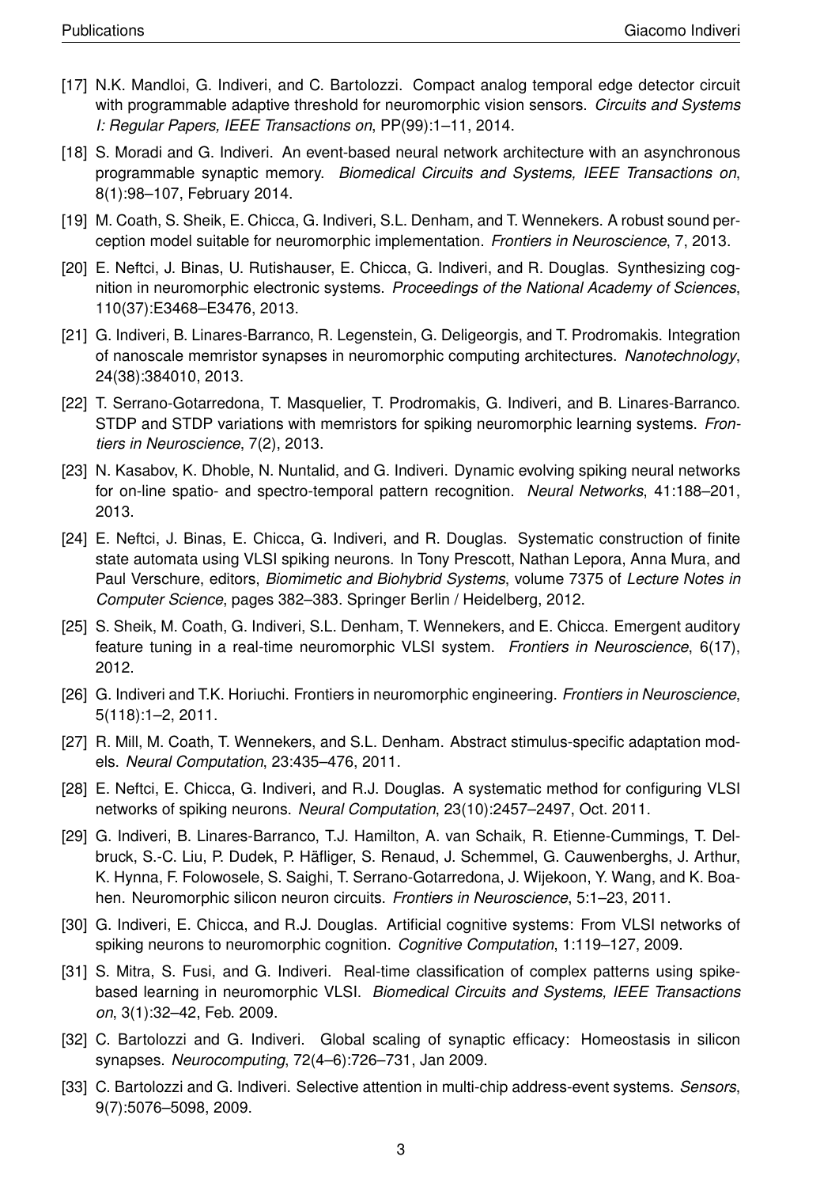[17] N.K. Mandloi, G. Indiveri, and C. Bartolozzi. Compact analog temporal edge detector circuit with programmable adaptive threshold for neuromorphic vision sensors. *Circuits and Systems I: Regular Papers, IEEE Transactions on*, PP(99):1–11, 2014.

[18] S. Moradi and G. Indiveri. An event-based neural network architecture with an asynchronous programmable synaptic memory. *Biomedical Circuits and Systems, IEEE Transactions on*, 8(1):98–107, February 2014.

[19] M. Coath, S. Sheik, E. Chicca, G. Indiveri, S.L. Denham, and T. Wennekers. A robust sound perception model suitable for neuromorphic implementation. *Frontiers in Neuroscience*, 7, 2013.

[20] E. Neftci, J. Binas, U. Rutishauser, E. Chicca, G. Indiveri, and R. Douglas. Synthesizing cognition in neuromorphic electronic systems. *Proceedings of the National Academy of Sciences*, 110(37):E3468–E3476, 2013.

[21] G. Indiveri, B. Linares-Barranco, R. Legenstein, G. Deligeorgis, and T. Prodromakis. Integration of nanoscale memristor synapses in neuromorphic computing architectures. *Nanotechnology*, 24(38):384010, 2013.

[22] T. Serrano-Gotarredona, T. Masquelier, T. Prodromakis, G. Indiveri, and B. Linares-Barranco. STDP and STDP variations with memristors for spiking neuromorphic learning systems. *Frontiers in Neuroscience*, 7(2), 2013.

[23] N. Kasabov, K. Dhoble, N. Nuntalid, and G. Indiveri. Dynamic evolving spiking neural networks for on-line spatio- and spectro-temporal pattern recognition. *Neural Networks*, 41:188–201, 2013.

[24] E. Neftci, J. Binas, E. Chicca, G. Indiveri, and R. Douglas. Systematic construction of finite state automata using VLSI spiking neurons. In Tony Prescott, Nathan Lepora, Anna Mura, and Paul Verschure, editors, *Biomimetic and Biohybrid Systems*, volume 7375 of *Lecture Notes in Computer Science*, pages 382–383. Springer Berlin / Heidelberg, 2012.

[25] S. Sheik, M. Coath, G. Indiveri, S.L. Denham, T. Wennekers, and E. Chicca. Emergent auditory feature tuning in a real-time neuromorphic VLSI system. *Frontiers in Neuroscience*, 6(17), 2012.

[26] G. Indiveri and T.K. Horiuchi. Frontiers in neuromorphic engineering. *Frontiers in Neuroscience*, 5(118):1–2, 2011.

[27] R. Mill, M. Coath, T. Wennekers, and S.L. Denham. Abstract stimulus-specific adaptation models. *Neural Computation*, 23:435–476, 2011.

[28] E. Neftci, E. Chicca, G. Indiveri, and R.J. Douglas. A systematic method for configuring VLSI networks of spiking neurons. *Neural Computation*, 23(10):2457–2497, Oct. 2011.

[29] G. Indiveri, B. Linares-Barranco, T.J. Hamilton, A. van Schaik, R. Etienne-Cummings, T. Delbruck, S.-C. Liu, P. Dudek, P. Häfliger, S. Renaud, J. Schemmel, G. Cauwenberghs, J. Arthur, K. Hynna, F. Folowosele, S. Saighi, T. Serrano-Gotarredona, J. Wijekoon, Y. Wang, and K. Boahen. Neuromorphic silicon neuron circuits. *Frontiers in Neuroscience*, 5:1–23, 2011.

[30] G. Indiveri, E. Chicca, and R.J. Douglas. Artificial cognitive systems: From VLSI networks of spiking neurons to neuromorphic cognition. *Cognitive Computation*, 1:119–127, 2009.

[31] S. Mitra, S. Fusi, and G. Indiveri. Real-time classification of complex patterns using spike-based learning in neuromorphic VLSI. *Biomedical Circuits and Systems, IEEE Transactions on*, 3(1):32–42, Feb. 2009.

[32] C. Bartolozzi and G. Indiveri. Global scaling of synaptic efficacy: Homeostasis in silicon synapses. *Neurocomputing*, 72(4–6):726–731, Jan 2009.

[33] C. Bartolozzi and G. Indiveri. Selective attention in multi-chip address-event systems. *Sensors*, 9(7):5076–5098, 2009.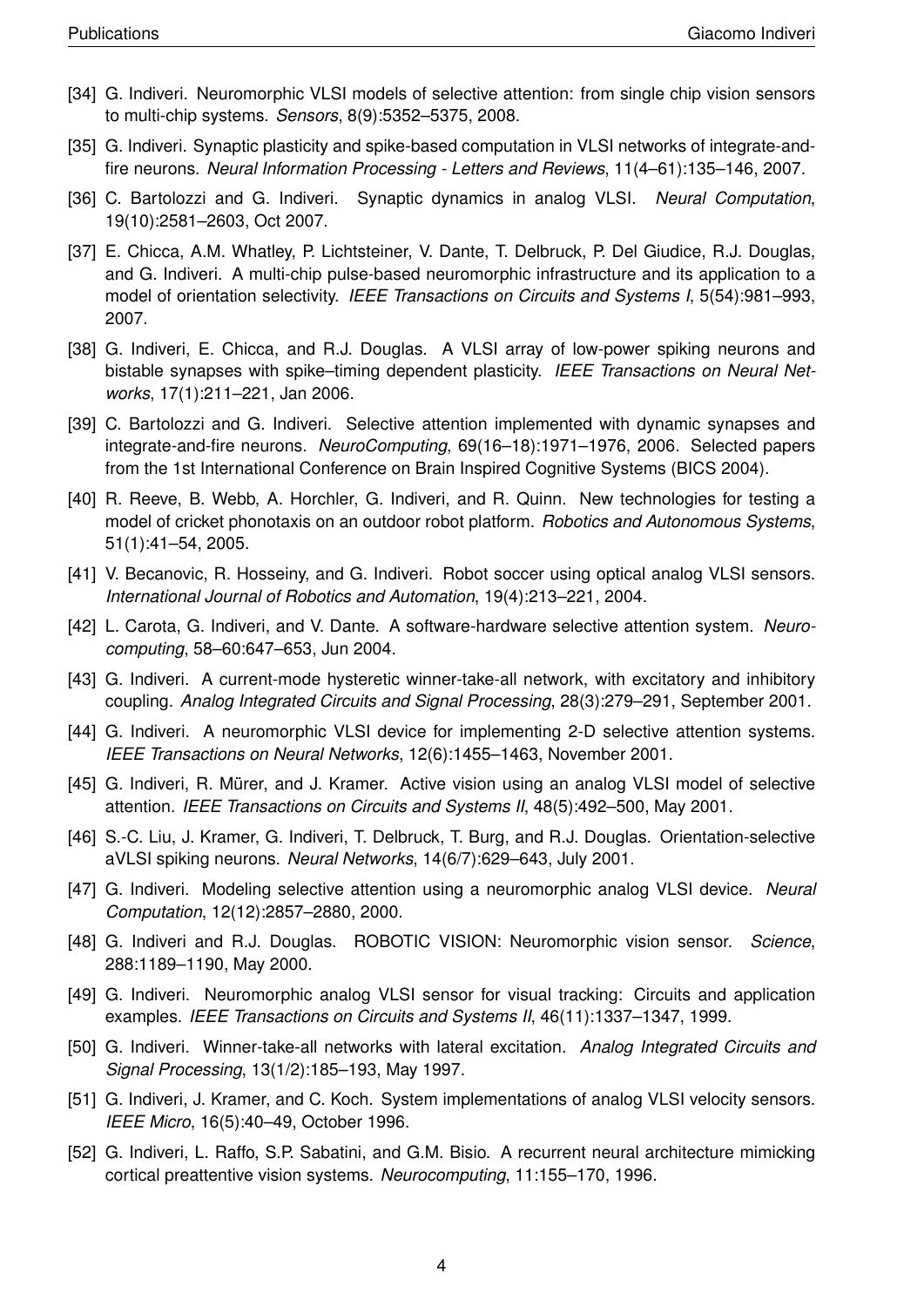[34] G. Indiveri. Neuromorphic VLSI models of selective attention: from single chip vision sensors to multi-chip systems. *Sensors*, 8(9):5352–5375, 2008.

[35] G. Indiveri. Synaptic plasticity and spike-based computation in VLSI networks of integrate-and-fire neurons. *Neural Information Processing - Letters and Reviews*, 11(4–61):135–146, 2007.

[36] C. Bartolozzi and G. Indiveri. Synaptic dynamics in analog VLSI. *Neural Computation*, 19(10):2581–2603, Oct 2007.

[37] E. Chicca, A.M. Whatley, P. Lichtsteiner, V. Dante, T. Delbruck, P. Del Giudice, R.J. Douglas, and G. Indiveri. A multi-chip pulse-based neuromorphic infrastructure and its application to a model of orientation selectivity. *IEEE Transactions on Circuits and Systems I*, 5(54):981–993, 2007.

[38] G. Indiveri, E. Chicca, and R.J. Douglas. A VLSI array of low-power spiking neurons and bistable synapses with spike–timing dependent plasticity. *IEEE Transactions on Neural Networks*, 17(1):211–221, Jan 2006.

[39] C. Bartolozzi and G. Indiveri. Selective attention implemented with dynamic synapses and integrate-and-fire neurons. *NeuroComputing*, 69(16–18):1971–1976, 2006. Selected papers from the 1st International Conference on Brain Inspired Cognitive Systems (BICS 2004).

[40] R. Reeve, B. Webb, A. Horchler, G. Indiveri, and R. Quinn. New technologies for testing a model of cricket phonotaxis on an outdoor robot platform. *Robotics and Autonomous Systems*, 51(1):41–54, 2005.

[41] V. Becanovic, R. Hosseiny, and G. Indiveri. Robot soccer using optical analog VLSI sensors. *International Journal of Robotics and Automation*, 19(4):213–221, 2004.

[42] L. Carota, G. Indiveri, and V. Dante. A software-hardware selective attention system. *Neurocomputing*, 58–60:647–653, Jun 2004.

[43] G. Indiveri. A current-mode hysteretic winner-take-all network, with excitatory and inhibitory coupling. *Analog Integrated Circuits and Signal Processing*, 28(3):279–291, September 2001.

[44] G. Indiveri. A neuromorphic VLSI device for implementing 2-D selective attention systems. *IEEE Transactions on Neural Networks*, 12(6):1455–1463, November 2001.

[45] G. Indiveri, R. Mürer, and J. Kramer. Active vision using an analog VLSI model of selective attention. *IEEE Transactions on Circuits and Systems II*, 48(5):492–500, May 2001.

[46] S.-C. Liu, J. Kramer, G. Indiveri, T. Delbruck, T. Burg, and R.J. Douglas. Orientation-selective aVLSI spiking neurons. *Neural Networks*, 14(6/7):629–643, July 2001.

[47] G. Indiveri. Modeling selective attention using a neuromorphic analog VLSI device. *Neural Computation*, 12(12):2857–2880, 2000.

[48] G. Indiveri and R.J. Douglas. ROBOTIC VISION: Neuromorphic vision sensor. *Science*, 288:1189–1190, May 2000.

[49] G. Indiveri. Neuromorphic analog VLSI sensor for visual tracking: Circuits and application examples. *IEEE Transactions on Circuits and Systems II*, 46(11):1337–1347, 1999.

[50] G. Indiveri. Winner-take-all networks with lateral excitation. *Analog Integrated Circuits and Signal Processing*, 13(1/2):185–193, May 1997.

[51] G. Indiveri, J. Kramer, and C. Koch. System implementations of analog VLSI velocity sensors. *IEEE Micro*, 16(5):40–49, October 1996.

[52] G. Indiveri, L. Raffo, S.P. Sabatini, and G.M. Bisio. A recurrent neural architecture mimicking cortical preattentive vision systems. *Neurocomputing*, 11:155–170, 1996.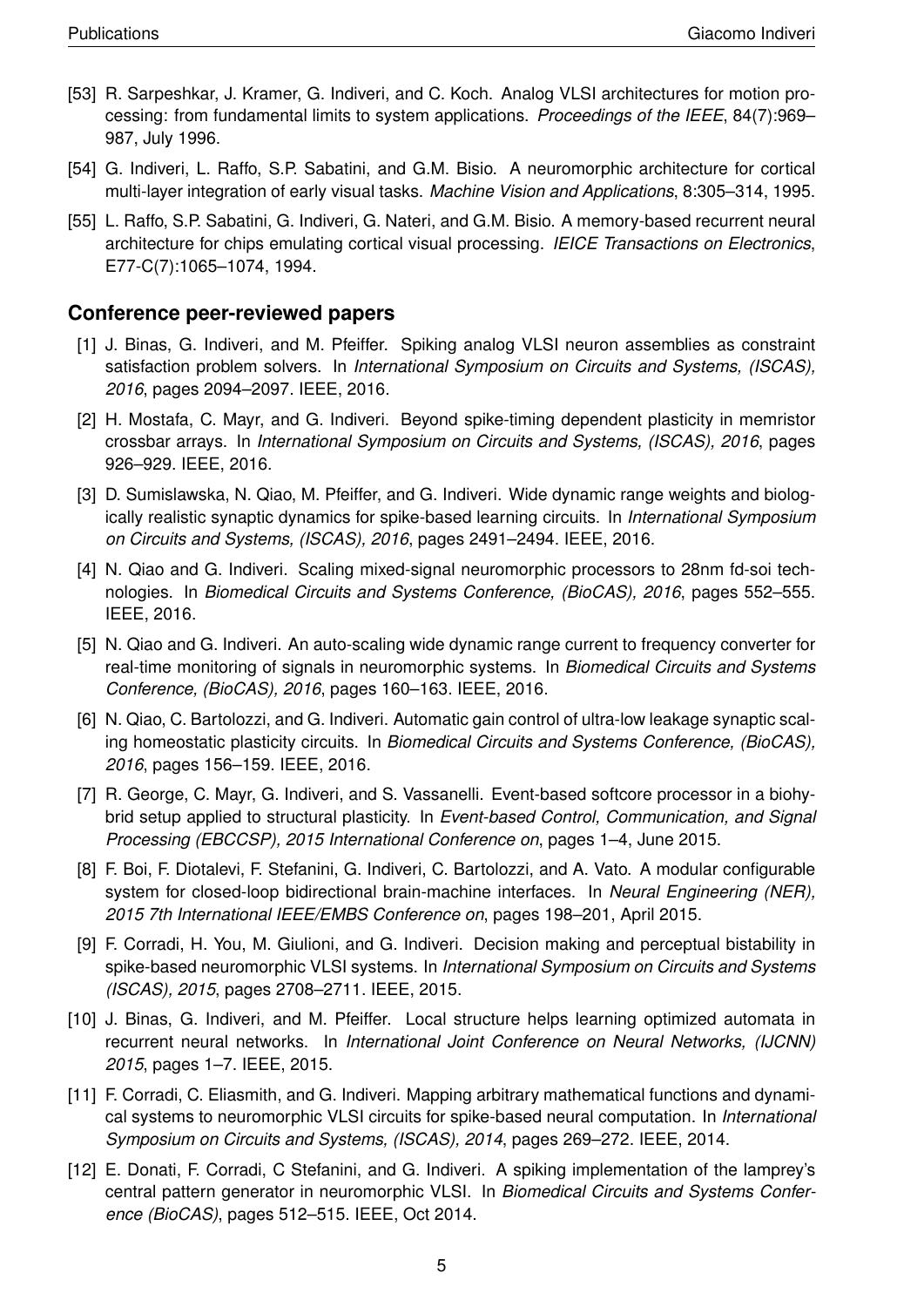[53] R. Sarpeshkar, J. Kramer, G. Indiveri, and C. Koch. Analog VLSI architectures for motion processing: from fundamental limits to system applications. *Proceedings of the IEEE*, 84(7):969–987, July 1996.

[54] G. Indiveri, L. Raffo, S.P. Sabatini, and G.M. Bisio. A neuromorphic architecture for cortical multi-layer integration of early visual tasks. *Machine Vision and Applications*, 8:305–314, 1995.

[55] L. Raffo, S.P. Sabatini, G. Indiveri, G. Nateri, and G.M. Bisio. A memory-based recurrent neural architecture for chips emulating cortical visual processing. *IEICE Transactions on Electronics*, E77-C(7):1065–1074, 1994.

## Conference peer-reviewed papers

[1] J. Binas, G. Indiveri, and M. Pfeiffer. Spiking analog VLSI neuron assemblies as constraint satisfaction problem solvers. In *International Symposium on Circuits and Systems, (ISCAS), 2016*, pages 2094–2097. IEEE, 2016.

[2] H. Mostafa, C. Mayr, and G. Indiveri. Beyond spike-timing dependent plasticity in memristor crossbar arrays. In *International Symposium on Circuits and Systems, (ISCAS), 2016*, pages 926–929. IEEE, 2016.

[3] D. Sumislawska, N. Qiao, M. Pfeiffer, and G. Indiveri. Wide dynamic range weights and biologically realistic synaptic dynamics for spike-based learning circuits. In *International Symposium on Circuits and Systems, (ISCAS), 2016*, pages 2491–2494. IEEE, 2016.

[4] N. Qiao and G. Indiveri. Scaling mixed-signal neuromorphic processors to 28nm fd-soi technologies. In *Biomedical Circuits and Systems Conference, (BioCAS), 2016*, pages 552–555. IEEE, 2016.

[5] N. Qiao and G. Indiveri. An auto-scaling wide dynamic range current to frequency converter for real-time monitoring of signals in neuromorphic systems. In *Biomedical Circuits and Systems Conference, (BioCAS), 2016*, pages 160–163. IEEE, 2016.

[6] N. Qiao, C. Bartolozzi, and G. Indiveri. Automatic gain control of ultra-low leakage synaptic scaling homeostatic plasticity circuits. In *Biomedical Circuits and Systems Conference, (BioCAS), 2016*, pages 156–159. IEEE, 2016.

[7] R. George, C. Mayr, G. Indiveri, and S. Vassanelli. Event-based softcore processor in a biohybrid setup applied to structural plasticity. In *Event-based Control, Communication, and Signal Processing (EBCCSP), 2015 International Conference on*, pages 1–4, June 2015.

[8] F. Boi, F. Diotalevi, F. Stefanini, G. Indiveri, C. Bartolozzi, and A. Vato. A modular configurable system for closed-loop bidirectional brain-machine interfaces. In *Neural Engineering (NER), 2015 7th International IEEE/EMBS Conference on*, pages 198–201, April 2015.

[9] F. Corradi, H. You, M. Giulioni, and G. Indiveri. Decision making and perceptual bistability in spike-based neuromorphic VLSI systems. In *International Symposium on Circuits and Systems (ISCAS), 2015*, pages 2708–2711. IEEE, 2015.

[10] J. Binas, G. Indiveri, and M. Pfeiffer. Local structure helps learning optimized automata in recurrent neural networks. In *International Joint Conference on Neural Networks, (IJCNN) 2015*, pages 1–7. IEEE, 2015.

[11] F. Corradi, C. Eliasmith, and G. Indiveri. Mapping arbitrary mathematical functions and dynamical systems to neuromorphic VLSI circuits for spike-based neural computation. In *International Symposium on Circuits and Systems, (ISCAS), 2014*, pages 269–272. IEEE, 2014.

[12] E. Donati, F. Corradi, C Stefanini, and G. Indiveri. A spiking implementation of the lamprey's central pattern generator in neuromorphic VLSI. In *Biomedical Circuits and Systems Conference (BioCAS)*, pages 512–515. IEEE, Oct 2014.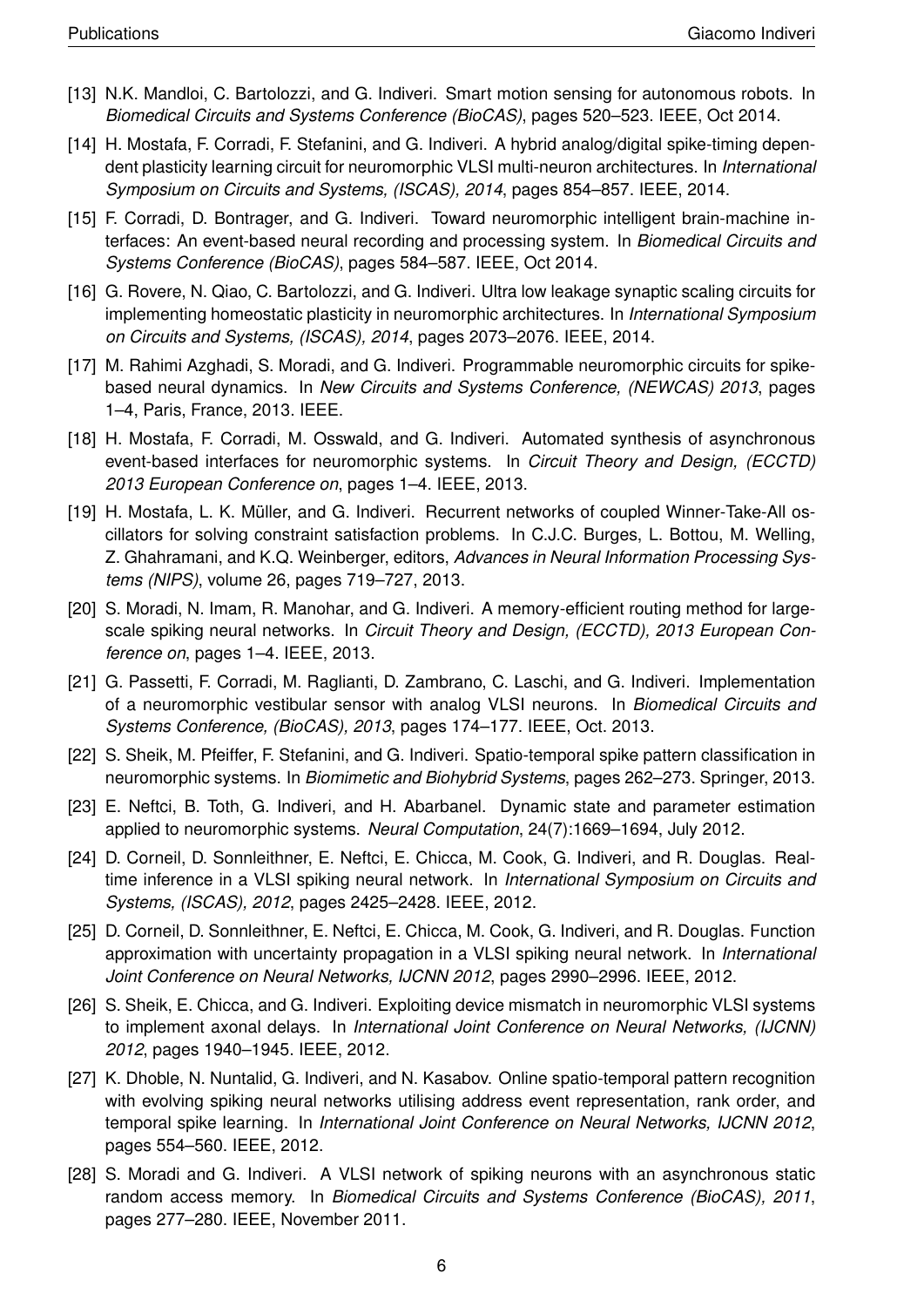[13] N.K. Mandloi, C. Bartolozzi, and G. Indiveri. Smart motion sensing for autonomous robots. In *Biomedical Circuits and Systems Conference (BioCAS)*, pages 520–523. IEEE, Oct 2014.

[14] H. Mostafa, F. Corradi, F. Stefanini, and G. Indiveri. A hybrid analog/digital spike-timing dependent plasticity learning circuit for neuromorphic VLSI multi-neuron architectures. In *International Symposium on Circuits and Systems, (ISCAS), 2014*, pages 854–857. IEEE, 2014.

[15] F. Corradi, D. Bontrager, and G. Indiveri. Toward neuromorphic intelligent brain-machine interfaces: An event-based neural recording and processing system. In *Biomedical Circuits and Systems Conference (BioCAS)*, pages 584–587. IEEE, Oct 2014.

[16] G. Rovere, N. Qiao, C. Bartolozzi, and G. Indiveri. Ultra low leakage synaptic scaling circuits for implementing homeostatic plasticity in neuromorphic architectures. In *International Symposium on Circuits and Systems, (ISCAS), 2014*, pages 2073–2076. IEEE, 2014.

[17] M. Rahimi Azghadi, S. Moradi, and G. Indiveri. Programmable neuromorphic circuits for spike-based neural dynamics. In *New Circuits and Systems Conference, (NEWCAS) 2013*, pages 1–4, Paris, France, 2013. IEEE.

[18] H. Mostafa, F. Corradi, M. Osswald, and G. Indiveri. Automated synthesis of asynchronous event-based interfaces for neuromorphic systems. In *Circuit Theory and Design, (ECCTD) 2013 European Conference on*, pages 1–4. IEEE, 2013.

[19] H. Mostafa, L. K. Müller, and G. Indiveri. Recurrent networks of coupled Winner-Take-All oscillators for solving constraint satisfaction problems. In C.J.C. Burges, L. Bottou, M. Welling, Z. Ghahramani, and K.Q. Weinberger, editors, *Advances in Neural Information Processing Systems (NIPS)*, volume 26, pages 719–727, 2013.

[20] S. Moradi, N. Imam, R. Manohar, and G. Indiveri. A memory-efficient routing method for large-scale spiking neural networks. In *Circuit Theory and Design, (ECCTD), 2013 European Conference on*, pages 1–4. IEEE, 2013.

[21] G. Passetti, F. Corradi, M. Raglianti, D. Zambrano, C. Laschi, and G. Indiveri. Implementation of a neuromorphic vestibular sensor with analog VLSI neurons. In *Biomedical Circuits and Systems Conference, (BioCAS), 2013*, pages 174–177. IEEE, Oct. 2013.

[22] S. Sheik, M. Pfeiffer, F. Stefanini, and G. Indiveri. Spatio-temporal spike pattern classification in neuromorphic systems. In *Biomimetic and Biohybrid Systems*, pages 262–273. Springer, 2013.

[23] E. Neftci, B. Toth, G. Indiveri, and H. Abarbanel. Dynamic state and parameter estimation applied to neuromorphic systems. *Neural Computation*, 24(7):1669–1694, July 2012.

[24] D. Corneil, D. Sonnleithner, E. Neftci, E. Chicca, M. Cook, G. Indiveri, and R. Douglas. Real-time inference in a VLSI spiking neural network. In *International Symposium on Circuits and Systems, (ISCAS), 2012*, pages 2425–2428. IEEE, 2012.

[25] D. Corneil, D. Sonnleithner, E. Neftci, E. Chicca, M. Cook, G. Indiveri, and R. Douglas. Function approximation with uncertainty propagation in a VLSI spiking neural network. In *International Joint Conference on Neural Networks, IJCNN 2012*, pages 2990–2996. IEEE, 2012.

[26] S. Sheik, E. Chicca, and G. Indiveri. Exploiting device mismatch in neuromorphic VLSI systems to implement axonal delays. In *International Joint Conference on Neural Networks, (IJCNN) 2012*, pages 1940–1945. IEEE, 2012.

[27] K. Dhoble, N. Nuntalid, G. Indiveri, and N. Kasabov. Online spatio-temporal pattern recognition with evolving spiking neural networks utilising address event representation, rank order, and temporal spike learning. In *International Joint Conference on Neural Networks, IJCNN 2012*, pages 554–560. IEEE, 2012.

[28] S. Moradi and G. Indiveri. A VLSI network of spiking neurons with an asynchronous static random access memory. In *Biomedical Circuits and Systems Conference (BioCAS), 2011*, pages 277–280. IEEE, November 2011.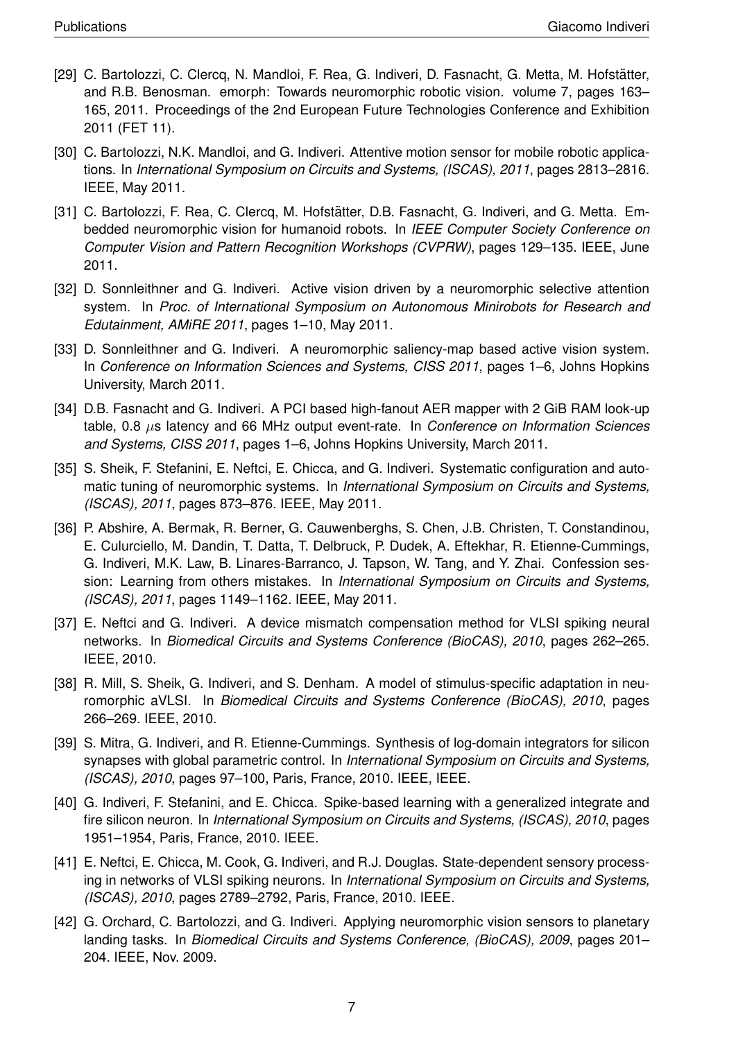[29] C. Bartolozzi, C. Clercq, N. Mandloi, F. Rea, G. Indiveri, D. Fasnacht, G. Metta, M. Hofstätter, and R.B. Benosman. emorph: Towards neuromorphic robotic vision. volume 7, pages 163–165, 2011. Proceedings of the 2nd European Future Technologies Conference and Exhibition 2011 (FET 11).

[30] C. Bartolozzi, N.K. Mandloi, and G. Indiveri. Attentive motion sensor for mobile robotic applications. In *International Symposium on Circuits and Systems, (ISCAS), 2011*, pages 2813–2816. IEEE, May 2011.

[31] C. Bartolozzi, F. Rea, C. Clercq, M. Hofstätter, D.B. Fasnacht, G. Indiveri, and G. Metta. Embedded neuromorphic vision for humanoid robots. In *IEEE Computer Society Conference on Computer Vision and Pattern Recognition Workshops (CVPRW)*, pages 129–135. IEEE, June 2011.

[32] D. Sonnleithner and G. Indiveri. Active vision driven by a neuromorphic selective attention system. In *Proc. of International Symposium on Autonomous Minirobots for Research and Edutainment, AMiRE 2011*, pages 1–10, May 2011.

[33] D. Sonnleithner and G. Indiveri. A neuromorphic saliency-map based active vision system. In *Conference on Information Sciences and Systems, CISS 2011*, pages 1–6, Johns Hopkins University, March 2011.

[34] D.B. Fasnacht and G. Indiveri. A PCI based high-fanout AER mapper with 2 GiB RAM look-up table, 0.8 $\mu$s latency and 66 MHz output event-rate. In *Conference on Information Sciences and Systems, CISS 2011*, pages 1–6, Johns Hopkins University, March 2011.

[35] S. Sheik, F. Stefanini, E. Neftci, E. Chicca, and G. Indiveri. Systematic configuration and automatic tuning of neuromorphic systems. In *International Symposium on Circuits and Systems, (ISCAS), 2011*, pages 873–876. IEEE, May 2011.

[36] P. Abshire, A. Bermak, R. Berner, G. Cauwenberghs, S. Chen, J.B. Christen, T. Constandinou, E. Culurciello, M. Dandin, T. Datta, T. Delbruck, P. Dudek, A. Eftekhar, R. Etienne-Cummings, G. Indiveri, M.K. Law, B. Linares-Barranco, J. Tapson, W. Tang, and Y. Zhai. Confession session: Learning from others mistakes. In *International Symposium on Circuits and Systems, (ISCAS), 2011*, pages 1149–1162. IEEE, May 2011.

[37] E. Neftci and G. Indiveri. A device mismatch compensation method for VLSI spiking neural networks. In *Biomedical Circuits and Systems Conference (BioCAS), 2010*, pages 262–265. IEEE, 2010.

[38] R. Mill, S. Sheik, G. Indiveri, and S. Denham. A model of stimulus-specific adaptation in neuromorphic aVLSI. In *Biomedical Circuits and Systems Conference (BioCAS), 2010*, pages 266–269. IEEE, 2010.

[39] S. Mitra, G. Indiveri, and R. Etienne-Cummings. Synthesis of log-domain integrators for silicon synapses with global parametric control. In *International Symposium on Circuits and Systems, (ISCAS), 2010*, pages 97–100, Paris, France, 2010. IEEE, IEEE.

[40] G. Indiveri, F. Stefanini, and E. Chicca. Spike-based learning with a generalized integrate and fire silicon neuron. In *International Symposium on Circuits and Systems, (ISCAS), 2010*, pages 1951–1954, Paris, France, 2010. IEEE.

[41] E. Neftci, E. Chicca, M. Cook, G. Indiveri, and R.J. Douglas. State-dependent sensory processing in networks of VLSI spiking neurons. In *International Symposium on Circuits and Systems, (ISCAS), 2010*, pages 2789–2792, Paris, France, 2010. IEEE.

[42] G. Orchard, C. Bartolozzi, and G. Indiveri. Applying neuromorphic vision sensors to planetary landing tasks. In *Biomedical Circuits and Systems Conference, (BioCAS), 2009*, pages 201–204. IEEE, Nov. 2009.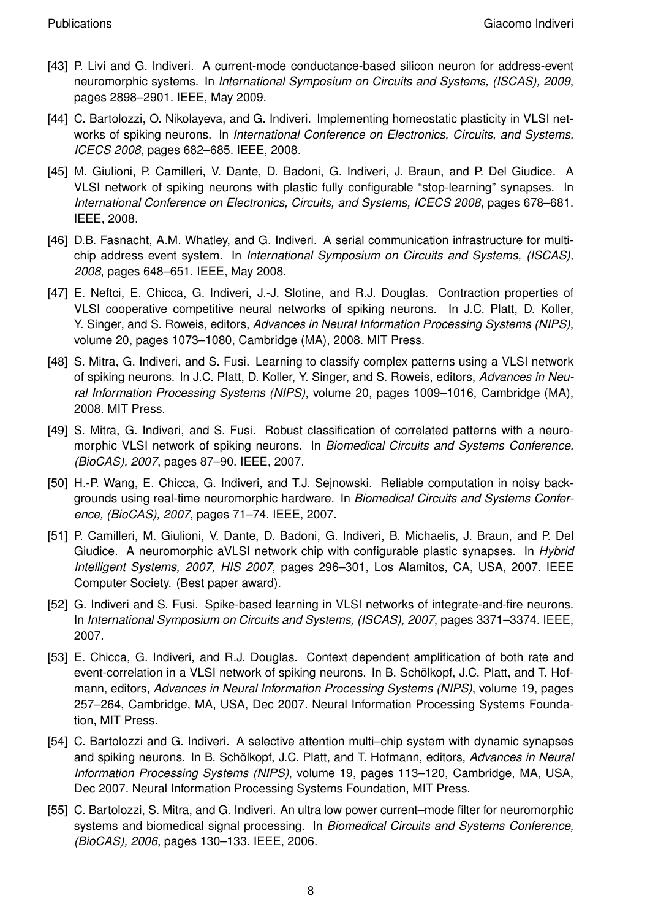[43] P. Livi and G. Indiveri. A current-mode conductance-based silicon neuron for address-event neuromorphic systems. In *International Symposium on Circuits and Systems, (ISCAS), 2009*, pages 2898–2901. IEEE, May 2009.

[44] C. Bartolozzi, O. Nikolayeva, and G. Indiveri. Implementing homeostatic plasticity in VLSI networks of spiking neurons. In *International Conference on Electronics, Circuits, and Systems, ICECS 2008*, pages 682–685. IEEE, 2008.

[45] M. Giulioni, P. Camilleri, V. Dante, D. Badoni, G. Indiveri, J. Braun, and P. Del Giudice. A VLSI network of spiking neurons with plastic fully configurable "stop-learning" synapses. In *International Conference on Electronics, Circuits, and Systems, ICECS 2008*, pages 678–681. IEEE, 2008.

[46] D.B. Fasnacht, A.M. Whatley, and G. Indiveri. A serial communication infrastructure for multi-chip address event system. In *International Symposium on Circuits and Systems, (ISCAS), 2008*, pages 648–651. IEEE, May 2008.

[47] E. Neftci, E. Chicca, G. Indiveri, J.-J. Slotine, and R.J. Douglas. Contraction properties of VLSI cooperative competitive neural networks of spiking neurons. In J.C. Platt, D. Koller, Y. Singer, and S. Roweis, editors, *Advances in Neural Information Processing Systems (NIPS)*, volume 20, pages 1073–1080, Cambridge (MA), 2008. MIT Press.

[48] S. Mitra, G. Indiveri, and S. Fusi. Learning to classify complex patterns using a VLSI network of spiking neurons. In J.C. Platt, D. Koller, Y. Singer, and S. Roweis, editors, *Advances in Neural Information Processing Systems (NIPS)*, volume 20, pages 1009–1016, Cambridge (MA), 2008. MIT Press.

[49] S. Mitra, G. Indiveri, and S. Fusi. Robust classification of correlated patterns with a neuromorphic VLSI network of spiking neurons. In *Biomedical Circuits and Systems Conference, (BioCAS), 2007*, pages 87–90. IEEE, 2007.

[50] H.-P. Wang, E. Chicca, G. Indiveri, and T.J. Sejnowski. Reliable computation in noisy backgrounds using real-time neuromorphic hardware. In *Biomedical Circuits and Systems Conference, (BioCAS), 2007*, pages 71–74. IEEE, 2007.

[51] P. Camilleri, M. Giulioni, V. Dante, D. Badoni, G. Indiveri, B. Michaelis, J. Braun, and P. Del Giudice. A neuromorphic aVLSI network chip with configurable plastic synapses. In *Hybrid Intelligent Systems, 2007, HIS 2007*, pages 296–301, Los Alamitos, CA, USA, 2007. IEEE Computer Society. (Best paper award).

[52] G. Indiveri and S. Fusi. Spike-based learning in VLSI networks of integrate-and-fire neurons. In *International Symposium on Circuits and Systems, (ISCAS), 2007*, pages 3371–3374. IEEE, 2007.

[53] E. Chicca, G. Indiveri, and R.J. Douglas. Context dependent amplification of both rate and event-correlation in a VLSI network of spiking neurons. In B. Schölkopf, J.C. Platt, and T. Hofmann, editors, *Advances in Neural Information Processing Systems (NIPS)*, volume 19, pages 257–264, Cambridge, MA, USA, Dec 2007. Neural Information Processing Systems Foundation, MIT Press.

[54] C. Bartolozzi and G. Indiveri. A selective attention multi–chip system with dynamic synapses and spiking neurons. In B. Schölkopf, J.C. Platt, and T. Hofmann, editors, *Advances in Neural Information Processing Systems (NIPS)*, volume 19, pages 113–120, Cambridge, MA, USA, Dec 2007. Neural Information Processing Systems Foundation, MIT Press.

[55] C. Bartolozzi, S. Mitra, and G. Indiveri. An ultra low power current–mode filter for neuromorphic systems and biomedical signal processing. In *Biomedical Circuits and Systems Conference, (BioCAS), 2006*, pages 130–133. IEEE, 2006.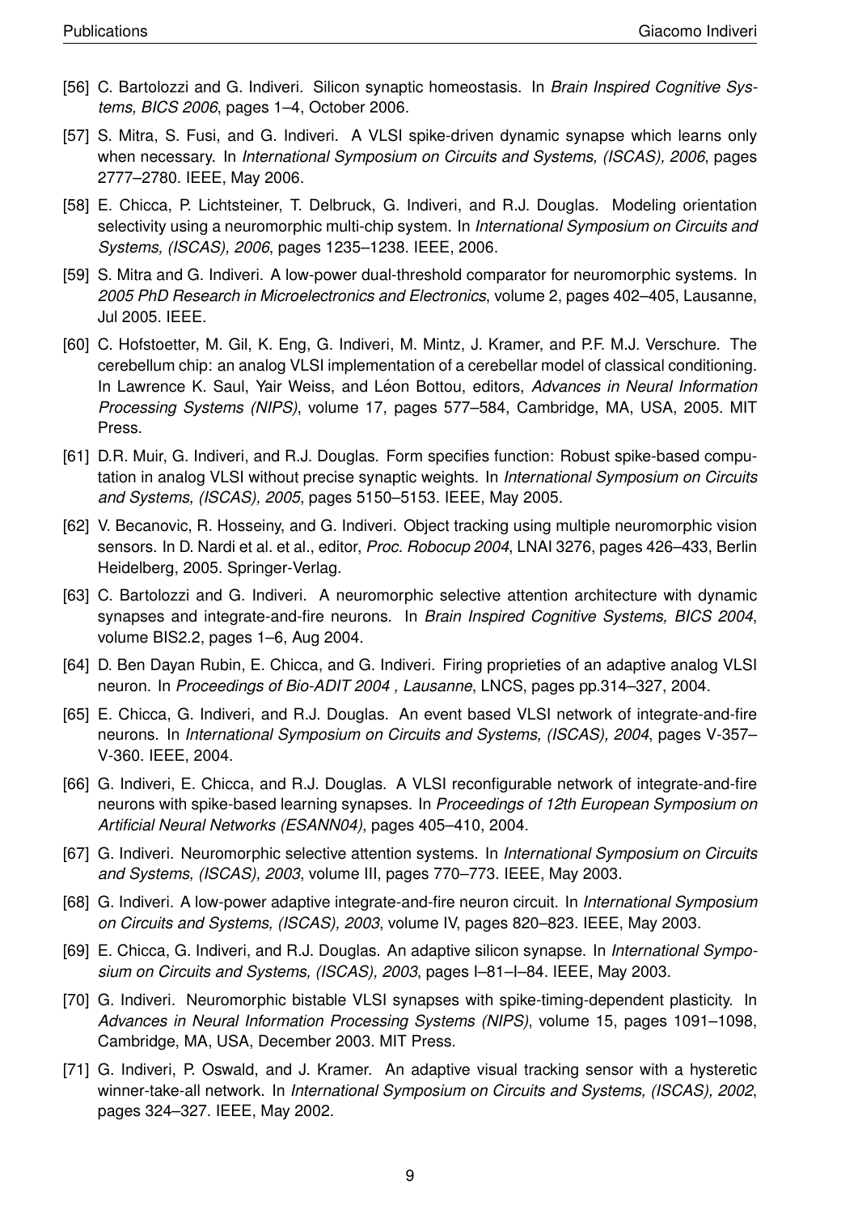[56] C. Bartolozzi and G. Indiveri. Silicon synaptic homeostasis. In *Brain Inspired Cognitive Systems, BICS 2006*, pages 1–4, October 2006.

[57] S. Mitra, S. Fusi, and G. Indiveri. A VLSI spike-driven dynamic synapse which learns only when necessary. In *International Symposium on Circuits and Systems, (ISCAS), 2006*, pages 2777–2780. IEEE, May 2006.

[58] E. Chicca, P. Lichtsteiner, T. Delbruck, G. Indiveri, and R.J. Douglas. Modeling orientation selectivity using a neuromorphic multi-chip system. In *International Symposium on Circuits and Systems, (ISCAS), 2006*, pages 1235–1238. IEEE, 2006.

[59] S. Mitra and G. Indiveri. A low-power dual-threshold comparator for neuromorphic systems. In *2005 PhD Research in Microelectronics and Electronics*, volume 2, pages 402–405, Lausanne, Jul 2005. IEEE.

[60] C. Hofstoetter, M. Gil, K. Eng, G. Indiveri, M. Mintz, J. Kramer, and P.F. M.J. Verschure. The cerebellum chip: an analog VLSI implementation of a cerebellar model of classical conditioning. In Lawrence K. Saul, Yair Weiss, and Léon Bottou, editors, *Advances in Neural Information Processing Systems (NIPS)*, volume 17, pages 577–584, Cambridge, MA, USA, 2005. MIT Press.

[61] D.R. Muir, G. Indiveri, and R.J. Douglas. Form specifies function: Robust spike-based computation in analog VLSI without precise synaptic weights. In *International Symposium on Circuits and Systems, (ISCAS), 2005*, pages 5150–5153. IEEE, May 2005.

[62] V. Becanovic, R. Hosseiny, and G. Indiveri. Object tracking using multiple neuromorphic vision sensors. In D. Nardi et al. et al., editor, *Proc. Robocup 2004*, LNAI 3276, pages 426–433, Berlin Heidelberg, 2005. Springer-Verlag.

[63] C. Bartolozzi and G. Indiveri. A neuromorphic selective attention architecture with dynamic synapses and integrate-and-fire neurons. In *Brain Inspired Cognitive Systems, BICS 2004*, volume BIS2.2, pages 1–6, Aug 2004.

[64] D. Ben Dayan Rubin, E. Chicca, and G. Indiveri. Firing proprieties of an adaptive analog VLSI neuron. In *Proceedings of Bio-ADIT 2004 , Lausanne*, LNCS, pages pp.314–327, 2004.

[65] E. Chicca, G. Indiveri, and R.J. Douglas. An event based VLSI network of integrate-and-fire neurons. In *International Symposium on Circuits and Systems, (ISCAS), 2004*, pages V-357–V-360. IEEE, 2004.

[66] G. Indiveri, E. Chicca, and R.J. Douglas. A VLSI reconfigurable network of integrate-and-fire neurons with spike-based learning synapses. In *Proceedings of 12th European Symposium on Artificial Neural Networks (ESANN04)*, pages 405–410, 2004.

[67] G. Indiveri. Neuromorphic selective attention systems. In *International Symposium on Circuits and Systems, (ISCAS), 2003*, volume III, pages 770–773. IEEE, May 2003.

[68] G. Indiveri. A low-power adaptive integrate-and-fire neuron circuit. In *International Symposium on Circuits and Systems, (ISCAS), 2003*, volume IV, pages 820–823. IEEE, May 2003.

[69] E. Chicca, G. Indiveri, and R.J. Douglas. An adaptive silicon synapse. In *International Symposium on Circuits and Systems, (ISCAS), 2003*, pages I–81–I–84. IEEE, May 2003.

[70] G. Indiveri. Neuromorphic bistable VLSI synapses with spike-timing-dependent plasticity. In *Advances in Neural Information Processing Systems (NIPS)*, volume 15, pages 1091–1098, Cambridge, MA, USA, December 2003. MIT Press.

[71] G. Indiveri, P. Oswald, and J. Kramer. An adaptive visual tracking sensor with a hysteretic winner-take-all network. In *International Symposium on Circuits and Systems, (ISCAS), 2002*, pages 324–327. IEEE, May 2002.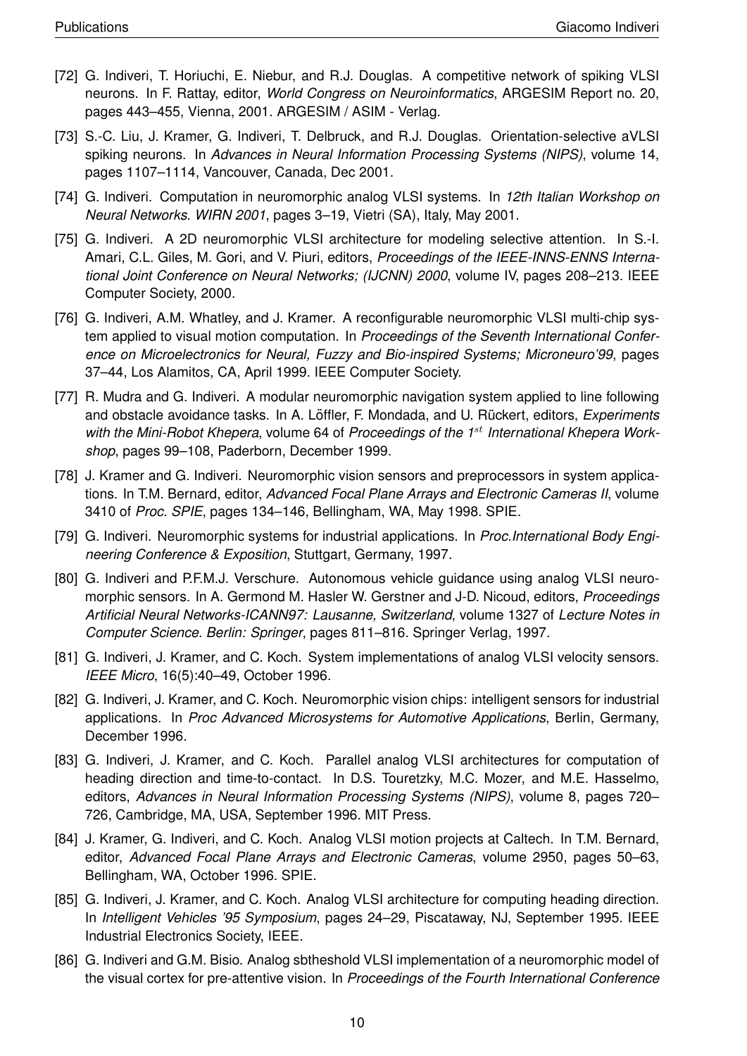[72] G. Indiveri, T. Horiuchi, E. Niebur, and R.J. Douglas. A competitive network of spiking VLSI neurons. In F. Rattay, editor, *World Congress on Neuroinformatics*, ARGESIM Report no. 20, pages 443–455, Vienna, 2001. ARGESIM / ASIM - Verlag.

[73] S.-C. Liu, J. Kramer, G. Indiveri, T. Delbruck, and R.J. Douglas. Orientation-selective aVLSI spiking neurons. In *Advances in Neural Information Processing Systems (NIPS)*, volume 14, pages 1107–1114, Vancouver, Canada, Dec 2001.

[74] G. Indiveri. Computation in neuromorphic analog VLSI systems. In *12th Italian Workshop on Neural Networks. WIRN 2001*, pages 3–19, Vietri (SA), Italy, May 2001.

[75] G. Indiveri. A 2D neuromorphic VLSI architecture for modeling selective attention. In S.-I. Amari, C.L. Giles, M. Gori, and V. Piuri, editors, *Proceedings of the IEEE-INNS-ENNS International Joint Conference on Neural Networks; (IJCNN) 2000*, volume IV, pages 208–213. IEEE Computer Society, 2000.

[76] G. Indiveri, A.M. Whatley, and J. Kramer. A reconfigurable neuromorphic VLSI multi-chip system applied to visual motion computation. In *Proceedings of the Seventh International Conference on Microelectronics for Neural, Fuzzy and Bio-inspired Systems; Microneuro'99*, pages 37–44, Los Alamitos, CA, April 1999. IEEE Computer Society.

[77] R. Mudra and G. Indiveri. A modular neuromorphic navigation system applied to line following and obstacle avoidance tasks. In A. Löffler, F. Mondada, and U. Rückert, editors, *Experiments with the Mini-Robot Khepera*, volume 64 of *Proceedings of the 1$^{st}$ International Khepera Workshop*, pages 99–108, Paderborn, December 1999.

[78] J. Kramer and G. Indiveri. Neuromorphic vision sensors and preprocessors in system applications. In T.M. Bernard, editor, *Advanced Focal Plane Arrays and Electronic Cameras II*, volume 3410 of *Proc. SPIE*, pages 134–146, Bellingham, WA, May 1998. SPIE.

[79] G. Indiveri. Neuromorphic systems for industrial applications. In *Proc.International Body Engineering Conference & Exposition*, Stuttgart, Germany, 1997.

[80] G. Indiveri and P.F.M.J. Verschure. Autonomous vehicle guidance using analog VLSI neuromorphic sensors. In A. Germond M. Hasler W. Gerstner and J-D. Nicoud, editors, *Proceedings Artificial Neural Networks-ICANN97: Lausanne, Switzerland*, volume 1327 of *Lecture Notes in Computer Science. Berlin: Springer*, pages 811–816. Springer Verlag, 1997.

[81] G. Indiveri, J. Kramer, and C. Koch. System implementations of analog VLSI velocity sensors. *IEEE Micro*, 16(5):40–49, October 1996.

[82] G. Indiveri, J. Kramer, and C. Koch. Neuromorphic vision chips: intelligent sensors for industrial applications. In *Proc Advanced Microsystems for Automotive Applications*, Berlin, Germany, December 1996.

[83] G. Indiveri, J. Kramer, and C. Koch. Parallel analog VLSI architectures for computation of heading direction and time-to-contact. In D.S. Touretzky, M.C. Mozer, and M.E. Hasselmo, editors, *Advances in Neural Information Processing Systems (NIPS)*, volume 8, pages 720–726, Cambridge, MA, USA, September 1996. MIT Press.

[84] J. Kramer, G. Indiveri, and C. Koch. Analog VLSI motion projects at Caltech. In T.M. Bernard, editor, *Advanced Focal Plane Arrays and Electronic Cameras*, volume 2950, pages 50–63, Bellingham, WA, October 1996. SPIE.

[85] G. Indiveri, J. Kramer, and C. Koch. Analog VLSI architecture for computing heading direction. In *Intelligent Vehicles '95 Symposium*, pages 24–29, Piscataway, NJ, September 1995. IEEE Industrial Electronics Society, IEEE.

[86] G. Indiveri and G.M. Bisio. Analog sbtheshold VLSI implementation of a neuromorphic model of the visual cortex for pre-attentive vision. In *Proceedings of the Fourth International Conference*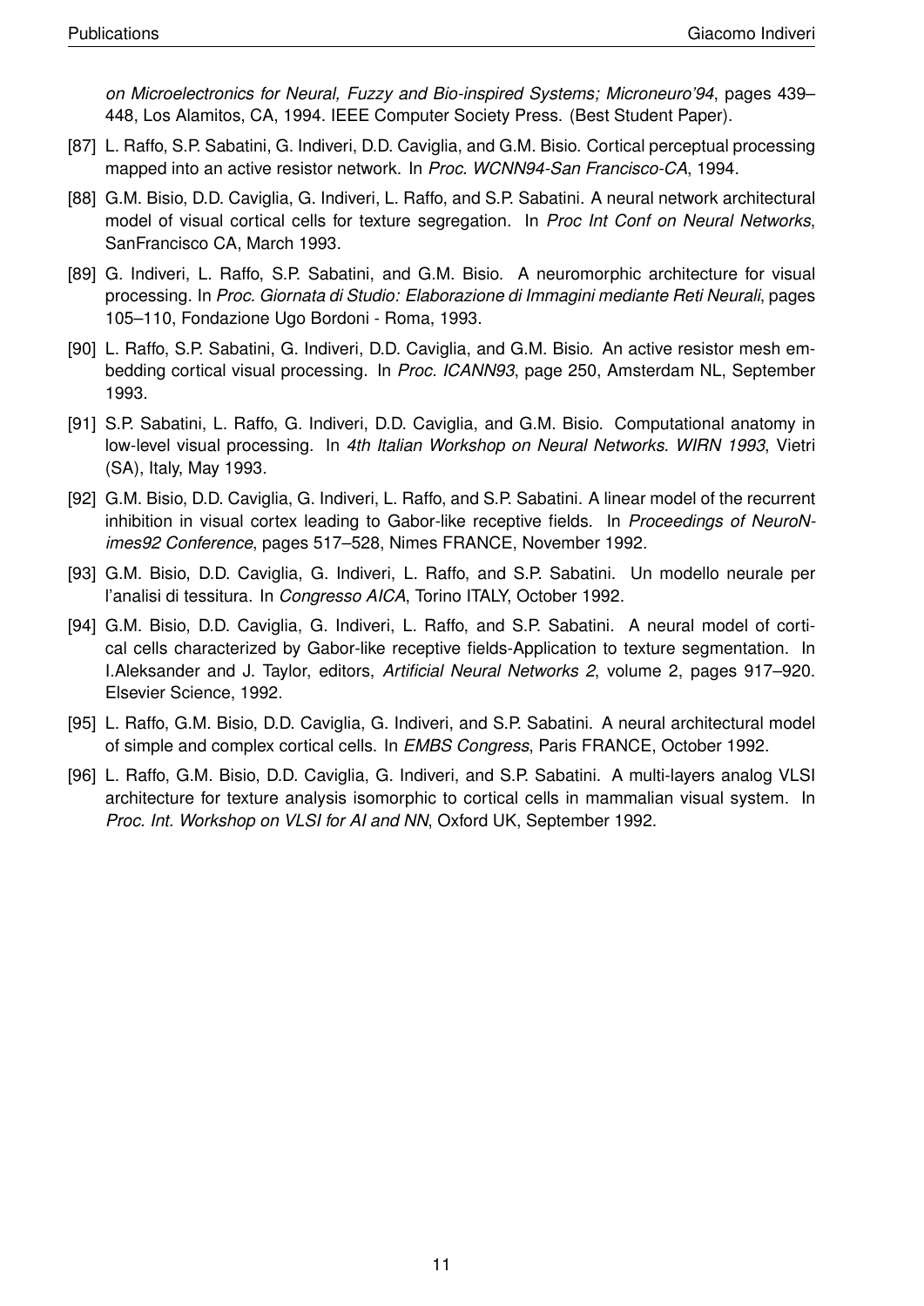*on Microelectronics for Neural, Fuzzy and Bio-inspired Systems; Microneuro'94*, pages 439–448, Los Alamitos, CA, 1994. IEEE Computer Society Press. (Best Student Paper).

[87] L. Raffo, S.P. Sabatini, G. Indiveri, D.D. Caviglia, and G.M. Bisio. Cortical perceptual processing mapped into an active resistor network. In *Proc. WCNN94-San Francisco-CA*, 1994.

[88] G.M. Bisio, D.D. Caviglia, G. Indiveri, L. Raffo, and S.P. Sabatini. A neural network architectural model of visual cortical cells for texture segregation. In *Proc Int Conf on Neural Networks*, SanFrancisco CA, March 1993.

[89] G. Indiveri, L. Raffo, S.P. Sabatini, and G.M. Bisio. A neuromorphic architecture for visual processing. In *Proc. Giornata di Studio: Elaborazione di Immagini mediante Reti Neurali*, pages 105–110, Fondazione Ugo Bordoni - Roma, 1993.

[90] L. Raffo, S.P. Sabatini, G. Indiveri, D.D. Caviglia, and G.M. Bisio. An active resistor mesh embedding cortical visual processing. In *Proc. ICANN93*, page 250, Amsterdam NL, September 1993.

[91] S.P. Sabatini, L. Raffo, G. Indiveri, D.D. Caviglia, and G.M. Bisio. Computational anatomy in low-level visual processing. In *4th Italian Workshop on Neural Networks. WIRN 1993*, Vietri (SA), Italy, May 1993.

[92] G.M. Bisio, D.D. Caviglia, G. Indiveri, L. Raffo, and S.P. Sabatini. A linear model of the recurrent inhibition in visual cortex leading to Gabor-like receptive fields. In *Proceedings of NeuroNimes92 Conference*, pages 517–528, Nimes FRANCE, November 1992.

[93] G.M. Bisio, D.D. Caviglia, G. Indiveri, L. Raffo, and S.P. Sabatini. Un modello neurale per l'analisi di tessitura. In *Congresso AICA*, Torino ITALY, October 1992.

[94] G.M. Bisio, D.D. Caviglia, G. Indiveri, L. Raffo, and S.P. Sabatini. A neural model of cortical cells characterized by Gabor-like receptive fields-Application to texture segmentation. In I.Aleksander and J. Taylor, editors, *Artificial Neural Networks 2*, volume 2, pages 917–920. Elsevier Science, 1992.

[95] L. Raffo, G.M. Bisio, D.D. Caviglia, G. Indiveri, and S.P. Sabatini. A neural architectural model of simple and complex cortical cells. In *EMBS Congress*, Paris FRANCE, October 1992.

[96] L. Raffo, G.M. Bisio, D.D. Caviglia, G. Indiveri, and S.P. Sabatini. A multi-layers analog VLSI architecture for texture analysis isomorphic to cortical cells in mammalian visual system. In *Proc. Int. Workshop on VLSI for AI and NN*, Oxford UK, September 1992.